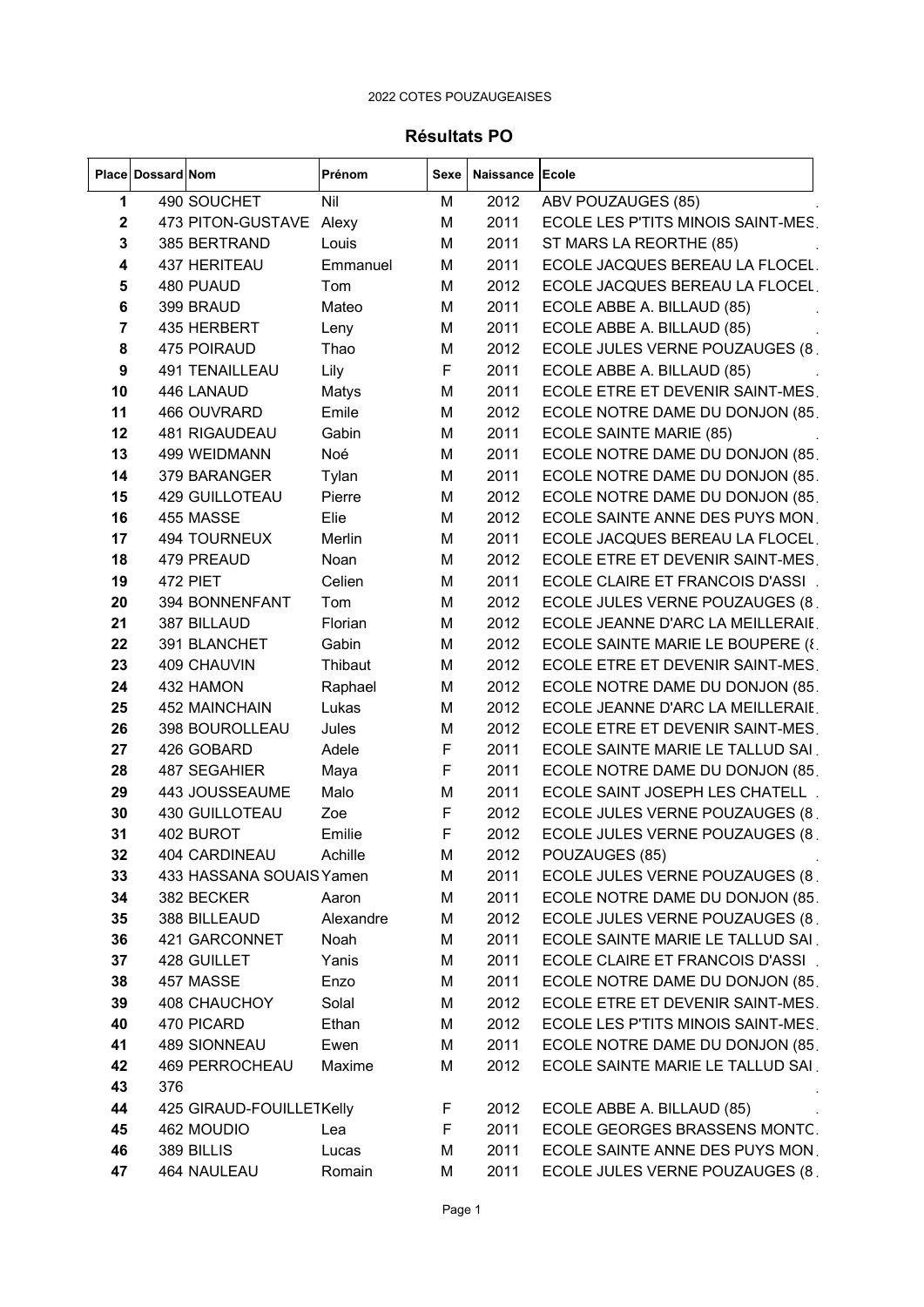2022 COTES POUZAUGEAISES

## Résultats PO

| Place | Dossard | Nom | Prénom | Sexe | Naissance | Ecole |
|---|---|---|---|---|---|---|
| 1 | 490 | SOUCHET | Nil | M | 2012 | ABV POUZAUGES (85) |
| 2 | 473 | PITON-GUSTAVE | Alexy | M | 2011 | ECOLE LES P'TITS MINOIS SAINT-MES |
| 3 | 385 | BERTRAND | Louis | M | 2011 | ST MARS LA REORTHE (85) |
| 4 | 437 | HERITEAU | Emmanuel | M | 2011 | ECOLE JACQUES BEREAU LA FLOCEL |
| 5 | 480 | PUAUD | Tom | M | 2012 | ECOLE JACQUES BEREAU LA FLOCEL |
| 6 | 399 | BRAUD | Mateo | M | 2011 | ECOLE ABBE A. BILLAUD (85) |
| 7 | 435 | HERBERT | Leny | M | 2011 | ECOLE ABBE A. BILLAUD (85) |
| 8 | 475 | POIRAUD | Thao | M | 2012 | ECOLE JULES VERNE POUZAUGES (8 |
| 9 | 491 | TENAILLEAU | Lily | F | 2011 | ECOLE ABBE A. BILLAUD (85) |
| 10 | 446 | LANAUD | Matys | M | 2011 | ECOLE ETRE ET DEVENIR SAINT-MES |
| 11 | 466 | OUVRARD | Emile | M | 2012 | ECOLE NOTRE DAME DU DONJON (85 |
| 12 | 481 | RIGAUDEAU | Gabin | M | 2011 | ECOLE SAINTE MARIE (85) |
| 13 | 499 | WEIDMANN | Noé | M | 2011 | ECOLE NOTRE DAME DU DONJON (85 |
| 14 | 379 | BARANGER | Tylan | M | 2011 | ECOLE NOTRE DAME DU DONJON (85 |
| 15 | 429 | GUILLOTEAU | Pierre | M | 2012 | ECOLE NOTRE DAME DU DONJON (85 |
| 16 | 455 | MASSE | Elie | M | 2012 | ECOLE SAINTE ANNE DES PUYS MON |
| 17 | 494 | TOURNEUX | Merlin | M | 2011 | ECOLE JACQUES BEREAU LA FLOCEL |
| 18 | 479 | PREAUD | Noan | M | 2012 | ECOLE ETRE ET DEVENIR SAINT-MES |
| 19 | 472 | PIET | Celien | M | 2011 | ECOLE CLAIRE ET FRANCOIS D'ASSI |
| 20 | 394 | BONNENFANT | Tom | M | 2012 | ECOLE JULES VERNE POUZAUGES (8 |
| 21 | 387 | BILLAUD | Florian | M | 2012 | ECOLE JEANNE D'ARC LA MEILLERAIE |
| 22 | 391 | BLANCHET | Gabin | M | 2012 | ECOLE SAINTE MARIE LE BOUPERE (8 |
| 23 | 409 | CHAUVIN | Thibaut | M | 2012 | ECOLE ETRE ET DEVENIR SAINT-MES |
| 24 | 432 | HAMON | Raphael | M | 2012 | ECOLE NOTRE DAME DU DONJON (85 |
| 25 | 452 | MAINCHAIN | Lukas | M | 2012 | ECOLE JEANNE D'ARC LA MEILLERAIE |
| 26 | 398 | BOUROLLEAU | Jules | M | 2012 | ECOLE ETRE ET DEVENIR SAINT-MES |
| 27 | 426 | GOBARD | Adele | F | 2011 | ECOLE SAINTE MARIE LE TALLUD SAI |
| 28 | 487 | SEGAHIER | Maya | F | 2011 | ECOLE NOTRE DAME DU DONJON (85 |
| 29 | 443 | JOUSSEAUME | Malo | M | 2011 | ECOLE SAINT JOSEPH LES CHATELL |
| 30 | 430 | GUILLOTEAU | Zoe | F | 2012 | ECOLE JULES VERNE POUZAUGES (8 |
| 31 | 402 | BUROT | Emilie | F | 2012 | ECOLE JULES VERNE POUZAUGES (8 |
| 32 | 404 | CARDINEAU | Achille | M | 2012 | POUZAUGES (85) |
| 33 | 433 | HASSANA SOUAIS | Yamen | M | 2011 | ECOLE JULES VERNE POUZAUGES (8 |
| 34 | 382 | BECKER | Aaron | M | 2011 | ECOLE NOTRE DAME DU DONJON (85 |
| 35 | 388 | BILLEAUD | Alexandre | M | 2012 | ECOLE JULES VERNE POUZAUGES (8 |
| 36 | 421 | GARCONNET | Noah | M | 2011 | ECOLE SAINTE MARIE LE TALLUD SAI |
| 37 | 428 | GUILLET | Yanis | M | 2011 | ECOLE CLAIRE ET FRANCOIS D'ASSI |
| 38 | 457 | MASSE | Enzo | M | 2011 | ECOLE NOTRE DAME DU DONJON (85 |
| 39 | 408 | CHAUCHOY | Solal | M | 2012 | ECOLE ETRE ET DEVENIR SAINT-MES |
| 40 | 470 | PICARD | Ethan | M | 2012 | ECOLE LES P'TITS MINOIS SAINT-MES |
| 41 | 489 | SIONNEAU | Ewen | M | 2011 | ECOLE NOTRE DAME DU DONJON (85 |
| 42 | 469 | PERROCHEAU | Maxime | M | 2012 | ECOLE SAINTE MARIE LE TALLUD SAI |
| 43 | 376 | | | | | |
| 44 | 425 | GIRAUD-FOUILLET | Kelly | F | 2012 | ECOLE ABBE A. BILLAUD (85) |
| 45 | 462 | MOUDIO | Lea | F | 2011 | ECOLE GEORGES BRASSENS MONTC |
| 46 | 389 | BILLIS | Lucas | M | 2011 | ECOLE SAINTE ANNE DES PUYS MON |
| 47 | 464 | NAULEAU | Romain | M | 2011 | ECOLE JULES VERNE POUZAUGES (8 |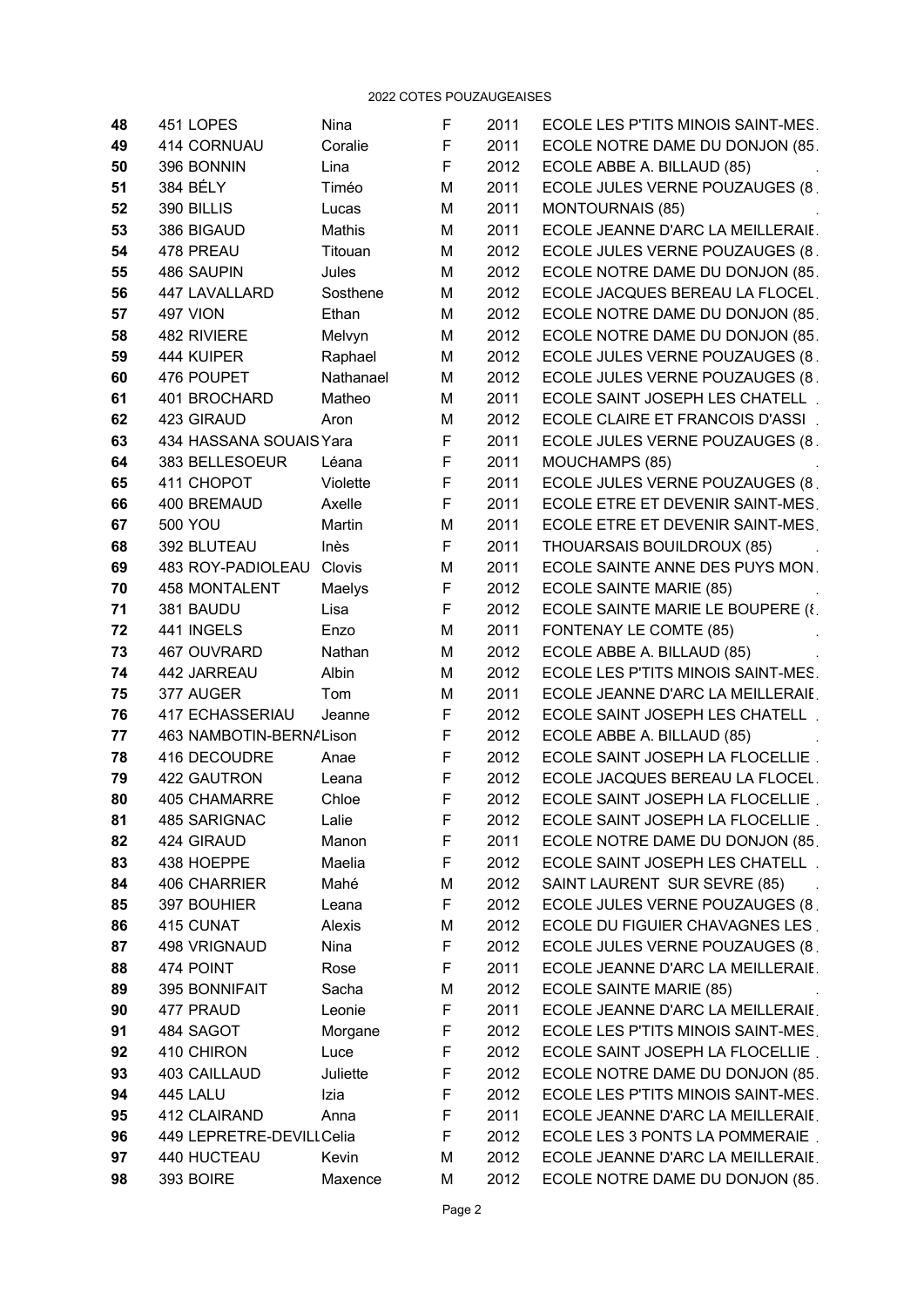2022 COTES POUZAUGEAISES

| | | | | | | |
|---|---|---|---|---|---|---|
| 48 | 451 | LOPES | Nina | F | 2011 | ECOLE LES P'TITS MINOIS SAINT-MES |
| 49 | 414 | CORNUAU | Coralie | F | 2011 | ECOLE NOTRE DAME DU DONJON (85 |
| 50 | 396 | BONNIN | Lina | F | 2012 | ECOLE ABBE A. BILLAUD (85) |
| 51 | 384 | BÉLY | Timéo | M | 2011 | ECOLE JULES VERNE POUZAUGES (8 |
| 52 | 390 | BILLIS | Lucas | M | 2011 | MONTOURNAIS (85) |
| 53 | 386 | BIGAUD | Mathis | M | 2011 | ECOLE JEANNE D'ARC LA MEILLERAIE |
| 54 | 478 | PREAU | Titouan | M | 2012 | ECOLE JULES VERNE POUZAUGES (8 |
| 55 | 486 | SAUPIN | Jules | M | 2012 | ECOLE NOTRE DAME DU DONJON (85 |
| 56 | 447 | LAVALLARD | Sosthene | M | 2012 | ECOLE JACQUES BEREAU LA FLOCEL |
| 57 | 497 | VION | Ethan | M | 2012 | ECOLE NOTRE DAME DU DONJON (85 |
| 58 | 482 | RIVIERE | Melvyn | M | 2012 | ECOLE NOTRE DAME DU DONJON (85 |
| 59 | 444 | KUIPER | Raphael | M | 2012 | ECOLE JULES VERNE POUZAUGES (8 |
| 60 | 476 | POUPET | Nathanael | M | 2012 | ECOLE JULES VERNE POUZAUGES (8 |
| 61 | 401 | BROCHARD | Matheo | M | 2011 | ECOLE SAINT JOSEPH LES CHATELL |
| 62 | 423 | GIRAUD | Aron | M | 2012 | ECOLE CLAIRE ET FRANCOIS D'ASSI |
| 63 | 434 | HASSANA SOUAIS | Yara | F | 2011 | ECOLE JULES VERNE POUZAUGES (8 |
| 64 | 383 | BELLESOEUR | Léana | F | 2011 | MOUCHAMPS (85) |
| 65 | 411 | CHOPOT | Violette | F | 2011 | ECOLE JULES VERNE POUZAUGES (8 |
| 66 | 400 | BREMAUD | Axelle | F | 2011 | ECOLE ETRE ET DEVENIR SAINT-MES |
| 67 | 500 | YOU | Martin | M | 2011 | ECOLE ETRE ET DEVENIR SAINT-MES |
| 68 | 392 | BLUTEAU | Inès | F | 2011 | THOUARSAIS BOUILDROUX (85) |
| 69 | 483 | ROY-PADIOLEAU | Clovis | M | 2011 | ECOLE SAINTE ANNE DES PUYS MON |
| 70 | 458 | MONTALENT | Maelys | F | 2012 | ECOLE SAINTE MARIE (85) |
| 71 | 381 | BAUDU | Lisa | F | 2012 | ECOLE SAINTE MARIE LE BOUPERE (8 |
| 72 | 441 | INGELS | Enzo | M | 2011 | FONTENAY LE COMTE (85) |
| 73 | 467 | OUVRARD | Nathan | M | 2012 | ECOLE ABBE A. BILLAUD (85) |
| 74 | 442 | JARREAU | Albin | M | 2012 | ECOLE LES P'TITS MINOIS SAINT-MES |
| 75 | 377 | AUGER | Tom | M | 2011 | ECOLE JEANNE D'ARC LA MEILLERAIE |
| 76 | 417 | ECHASSERIAU | Jeanne | F | 2012 | ECOLE SAINT JOSEPH LES CHATELL |
| 77 | 463 | NAMBOTIN-BERNA | Lison | F | 2012 | ECOLE ABBE A. BILLAUD (85) |
| 78 | 416 | DECOUDRE | Anae | F | 2012 | ECOLE SAINT JOSEPH LA FLOCELLIE |
| 79 | 422 | GAUTRON | Leana | F | 2012 | ECOLE JACQUES BEREAU LA FLOCEL |
| 80 | 405 | CHAMARRE | Chloe | F | 2012 | ECOLE SAINT JOSEPH LA FLOCELLIE |
| 81 | 485 | SARIGNAC | Lalie | F | 2012 | ECOLE SAINT JOSEPH LA FLOCELLIE |
| 82 | 424 | GIRAUD | Manon | F | 2011 | ECOLE NOTRE DAME DU DONJON (85 |
| 83 | 438 | HOEPPE | Maelia | F | 2012 | ECOLE SAINT JOSEPH LES CHATELL |
| 84 | 406 | CHARRIER | Mahé | M | 2012 | SAINT LAURENT SUR SEVRE (85) |
| 85 | 397 | BOUHIER | Leana | F | 2012 | ECOLE JULES VERNE POUZAUGES (8 |
| 86 | 415 | CUNAT | Alexis | M | 2012 | ECOLE DU FIGUIER CHAVAGNES LES |
| 87 | 498 | VRIGNAUD | Nina | F | 2012 | ECOLE JULES VERNE POUZAUGES (8 |
| 88 | 474 | POINT | Rose | F | 2011 | ECOLE JEANNE D'ARC LA MEILLERAIE |
| 89 | 395 | BONNIFAIT | Sacha | M | 2012 | ECOLE SAINTE MARIE (85) |
| 90 | 477 | PRAUD | Leonie | F | 2011 | ECOLE JEANNE D'ARC LA MEILLERAIE |
| 91 | 484 | SAGOT | Morgane | F | 2012 | ECOLE LES P'TITS MINOIS SAINT-MES |
| 92 | 410 | CHIRON | Luce | F | 2012 | ECOLE SAINT JOSEPH LA FLOCELLIE |
| 93 | 403 | CAILLAUD | Juliette | F | 2012 | ECOLE NOTRE DAME DU DONJON (85 |
| 94 | 445 | LALU | Izia | F | 2012 | ECOLE LES P'TITS MINOIS SAINT-MES |
| 95 | 412 | CLAIRAND | Anna | F | 2011 | ECOLE JEANNE D'ARC LA MEILLERAIE |
| 96 | 449 | LEPRETRE-DEVILL | Celia | F | 2012 | ECOLE LES 3 PONTS LA POMMERAIE |
| 97 | 440 | HUCTEAU | Kevin | M | 2012 | ECOLE JEANNE D'ARC LA MEILLERAIE |
| 98 | 393 | BOIRE | Maxence | M | 2012 | ECOLE NOTRE DAME DU DONJON (85 |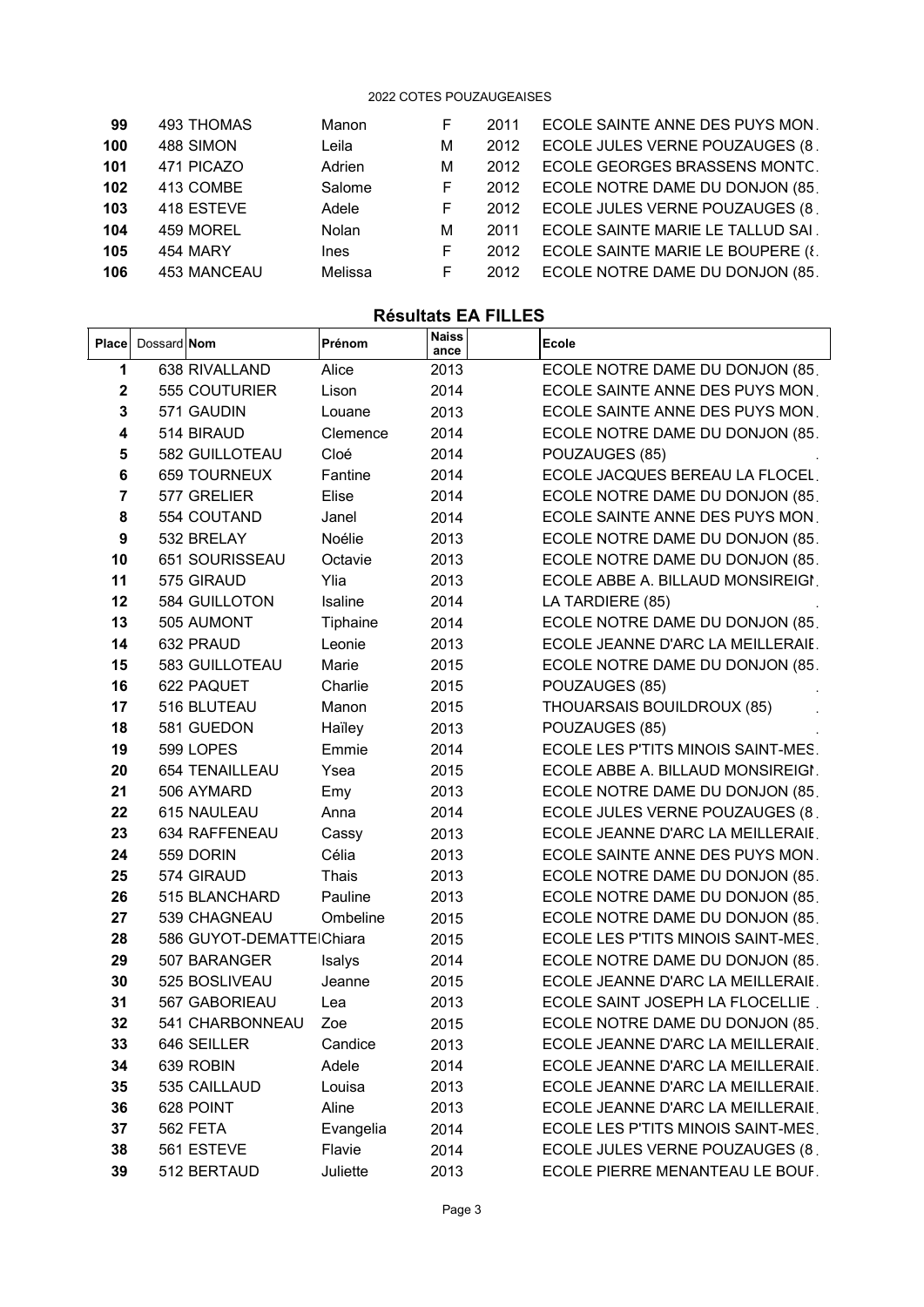| 99 | 493 | THOMAS | Manon | F | 2011 | ECOLE SAINTE ANNE DES PUYS MON. |
|---|---|---|---|---|---|---|
| 100 | 488 | SIMON | Leila | M | 2012 | ECOLE JULES VERNE POUZAUGES (8. |
| 101 | 471 | PICAZO | Adrien | M | 2012 | ECOLE GEORGES BRASSENS MONTC. |
| 102 | 413 | COMBE | Salome | F | 2012 | ECOLE NOTRE DAME DU DONJON (85. |
| 103 | 418 | ESTEVE | Adele | F | 2012 | ECOLE JULES VERNE POUZAUGES (8. |
| 104 | 459 | MOREL | Nolan | M | 2011 | ECOLE SAINTE MARIE LE TALLUD SAI. |
| 105 | 454 | MARY | Ines | F | 2012 | ECOLE SAINTE MARIE LE BOUPERE (8. |
| 106 | 453 | MANCEAU | Melissa | F | 2012 | ECOLE NOTRE DAME DU DONJON (85. |

## Résultats EA FILLES

| Place | Dossard | Nom | Prénom | Naissance | Ecole |
|---|---|---|---|---|---|
| 1 | 638 | RIVALLAND | Alice | 2013 | ECOLE NOTRE DAME DU DONJON (85. |
| 2 | 555 | COUTURIER | Lison | 2014 | ECOLE SAINTE ANNE DES PUYS MON. |
| 3 | 571 | GAUDIN | Louane | 2013 | ECOLE SAINTE ANNE DES PUYS MON. |
| 4 | 514 | BIRAUD | Clemence | 2014 | ECOLE NOTRE DAME DU DONJON (85. |
| 5 | 582 | GUILLOTEAU | Cloé | 2014 | POUZAUGES (85) . |
| 6 | 659 | TOURNEUX | Fantine | 2014 | ECOLE JACQUES BEREAU LA FLOCEL. |
| 7 | 577 | GRELIER | Elise | 2014 | ECOLE NOTRE DAME DU DONJON (85. |
| 8 | 554 | COUTAND | Janel | 2014 | ECOLE SAINTE ANNE DES PUYS MON. |
| 9 | 532 | BRELAY | Noélie | 2013 | ECOLE NOTRE DAME DU DONJON (85. |
| 10 | 651 | SOURISSEAU | Octavie | 2013 | ECOLE NOTRE DAME DU DONJON (85. |
| 11 | 575 | GIRAUD | Ylia | 2013 | ECOLE ABBE A. BILLAUD MONSIREIGN. |
| 12 | 584 | GUILLOTON | Isaline | 2014 | LA TARDIERE (85) . |
| 13 | 505 | AUMONT | Tiphaine | 2014 | ECOLE NOTRE DAME DU DONJON (85. |
| 14 | 632 | PRAUD | Leonie | 2013 | ECOLE JEANNE D'ARC LA MEILLERAIE. |
| 15 | 583 | GUILLOTEAU | Marie | 2015 | ECOLE NOTRE DAME DU DONJON (85. |
| 16 | 622 | PAQUET | Charlie | 2015 | POUZAUGES (85) . |
| 17 | 516 | BLUTEAU | Manon | 2015 | THOUARSAIS BOUILDROUX (85) . |
| 18 | 581 | GUEDON | Haïley | 2013 | POUZAUGES (85) . |
| 19 | 599 | LOPES | Emmie | 2014 | ECOLE LES P'TITS MINOIS SAINT-MES. |
| 20 | 654 | TENAILLEAU | Ysea | 2015 | ECOLE ABBE A. BILLAUD MONSIREIGN. |
| 21 | 506 | AYMARD | Emy | 2013 | ECOLE NOTRE DAME DU DONJON (85. |
| 22 | 615 | NAULEAU | Anna | 2014 | ECOLE JULES VERNE POUZAUGES (8. |
| 23 | 634 | RAFFENEAU | Cassy | 2013 | ECOLE JEANNE D'ARC LA MEILLERAIE. |
| 24 | 559 | DORIN | Célia | 2013 | ECOLE SAINTE ANNE DES PUYS MON. |
| 25 | 574 | GIRAUD | Thais | 2013 | ECOLE NOTRE DAME DU DONJON (85. |
| 26 | 515 | BLANCHARD | Pauline | 2013 | ECOLE NOTRE DAME DU DONJON (85. |
| 27 | 539 | CHAGNEAU | Ombeline | 2015 | ECOLE NOTRE DAME DU DONJON (85. |
| 28 | 586 | GUYOT-DEMATTEI | Chiara | 2015 | ECOLE LES P'TITS MINOIS SAINT-MES. |
| 29 | 507 | BARANGER | Isalys | 2014 | ECOLE NOTRE DAME DU DONJON (85. |
| 30 | 525 | BOSLIVEAU | Jeanne | 2015 | ECOLE JEANNE D'ARC LA MEILLERAIE. |
| 31 | 567 | GABORIEAU | Lea | 2013 | ECOLE SAINT JOSEPH LA FLOCELLIE . |
| 32 | 541 | CHARBONNEAU | Zoe | 2015 | ECOLE NOTRE DAME DU DONJON (85. |
| 33 | 646 | SEILLER | Candice | 2013 | ECOLE JEANNE D'ARC LA MEILLERAIE. |
| 34 | 639 | ROBIN | Adele | 2014 | ECOLE JEANNE D'ARC LA MEILLERAIE. |
| 35 | 535 | CAILLAUD | Louisa | 2013 | ECOLE JEANNE D'ARC LA MEILLERAIE. |
| 36 | 628 | POINT | Aline | 2013 | ECOLE JEANNE D'ARC LA MEILLERAIE. |
| 37 | 562 | FETA | Evangelia | 2014 | ECOLE LES P'TITS MINOIS SAINT-MES. |
| 38 | 561 | ESTEVE | Flavie | 2014 | ECOLE JULES VERNE POUZAUGES (8. |
| 39 | 512 | BERTAUD | Juliette | 2013 | ECOLE PIERRE MENANTEAU LE BOUP. |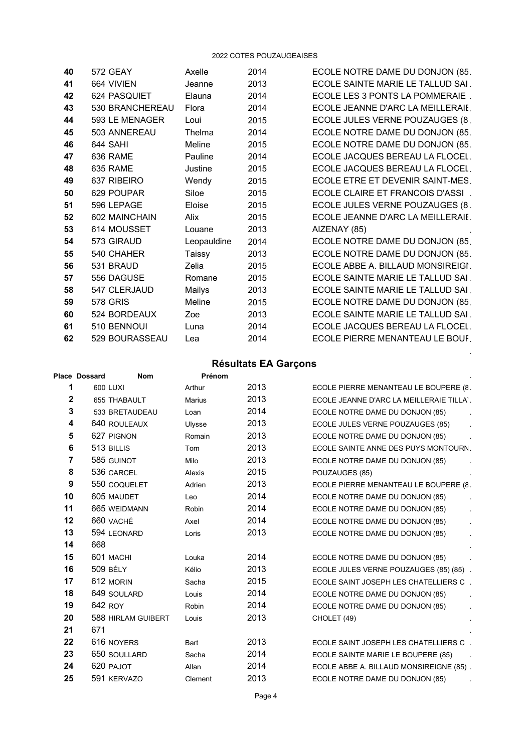| | | | | |
|---|---|---|---|---|
| 40 | 572 GEAY | Axelle | 2014 | ECOLE NOTRE DAME DU DONJON (85 |
| 41 | 664 VIVIEN | Jeanne | 2013 | ECOLE SAINTE MARIE LE TALLUD SAI |
| 42 | 624 PASQUIET | Elauna | 2014 | ECOLE LES 3 PONTS LA POMMERAIE |
| 43 | 530 BRANCHEREAU | Flora | 2014 | ECOLE JEANNE D'ARC LA MEILLERAIE |
| 44 | 593 LE MENAGER | Loui | 2015 | ECOLE JULES VERNE POUZAUGES (8 |
| 45 | 503 ANNEREAU | Thelma | 2014 | ECOLE NOTRE DAME DU DONJON (85 |
| 46 | 644 SAHI | Meline | 2015 | ECOLE NOTRE DAME DU DONJON (85 |
| 47 | 636 RAME | Pauline | 2014 | ECOLE JACQUES BEREAU LA FLOCEL |
| 48 | 635 RAME | Justine | 2015 | ECOLE JACQUES BEREAU LA FLOCEL |
| 49 | 637 RIBEIRO | Wendy | 2015 | ECOLE ETRE ET DEVENIR SAINT-MES |
| 50 | 629 POUPAR | Siloe | 2015 | ECOLE CLAIRE ET FRANCOIS D'ASSI |
| 51 | 596 LEPAGE | Eloise | 2015 | ECOLE JULES VERNE POUZAUGES (8 |
| 52 | 602 MAINCHAIN | Alix | 2015 | ECOLE JEANNE D'ARC LA MEILLERAIE |
| 53 | 614 MOUSSET | Louane | 2013 | AIZENAY (85) |
| 54 | 573 GIRAUD | Leopauldine | 2014 | ECOLE NOTRE DAME DU DONJON (85 |
| 55 | 540 CHAHER | Taissy | 2013 | ECOLE NOTRE DAME DU DONJON (85 |
| 56 | 531 BRAUD | Zelia | 2015 | ECOLE ABBE A. BILLAUD MONSIREIGN |
| 57 | 556 DAGUSE | Romane | 2015 | ECOLE SAINTE MARIE LE TALLUD SAI |
| 58 | 547 CLERJAUD | Mailys | 2013 | ECOLE SAINTE MARIE LE TALLUD SAI |
| 59 | 578 GRIS | Meline | 2015 | ECOLE NOTRE DAME DU DONJON (85 |
| 60 | 524 BORDEAUX | Zoe | 2013 | ECOLE SAINTE MARIE LE TALLUD SAI |
| 61 | 510 BENNOUI | Luna | 2014 | ECOLE JACQUES BEREAU LA FLOCEL |
| 62 | 529 BOURASSEAU | Lea | 2014 | ECOLE PIERRE MENANTEAU LE BOUP |

## Résultats EA Garçons

| Place | Dossard | Nom | Prénom | | |
|---|---|---|---|---|---|
| 1 | 600 | LUXI | Arthur | 2013 | ECOLE PIERRE MENANTEAU LE BOUPERE (8 |
| 2 | 655 | THABAULT | Marius | 2013 | ECOLE JEANNE D'ARC LA MEILLERAIE TILLA |
| 3 | 533 | BRETAUDEAU | Loan | 2014 | ECOLE NOTRE DAME DU DONJON (85) |
| 4 | 640 | ROULEAUX | Ulysse | 2013 | ECOLE JULES VERNE POUZAUGES (85) |
| 5 | 627 | PIGNON | Romain | 2013 | ECOLE NOTRE DAME DU DONJON (85) |
| 6 | 513 | BILLIS | Tom | 2013 | ECOLE SAINTE ANNE DES PUYS MONTOURN |
| 7 | 585 | GUINOT | Milo | 2013 | ECOLE NOTRE DAME DU DONJON (85) |
| 8 | 536 | CARCEL | Alexis | 2015 | POUZAUGES (85) |
| 9 | 550 | COQUELET | Adrien | 2013 | ECOLE PIERRE MENANTEAU LE BOUPERE (8 |
| 10 | 605 | MAUDET | Leo | 2014 | ECOLE NOTRE DAME DU DONJON (85) |
| 11 | 665 | WEIDMANN | Robin | 2014 | ECOLE NOTRE DAME DU DONJON (85) |
| 12 | 660 | VACHÉ | Axel | 2014 | ECOLE NOTRE DAME DU DONJON (85) |
| 13 | 594 | LEONARD | Loris | 2013 | ECOLE NOTRE DAME DU DONJON (85) |
| 14 | 668 | | | | |
| 15 | 601 | MACHI | Louka | 2014 | ECOLE NOTRE DAME DU DONJON (85) |
| 16 | 509 | BÉLY | Kélio | 2013 | ECOLE JULES VERNE POUZAUGES (85) (85) |
| 17 | 612 | MORIN | Sacha | 2015 | ECOLE SAINT JOSEPH LES CHATELLIERS C |
| 18 | 649 | SOULARD | Louis | 2014 | ECOLE NOTRE DAME DU DONJON (85) |
| 19 | 642 | ROY | Robin | 2014 | ECOLE NOTRE DAME DU DONJON (85) |
| 20 | 588 | HIRLAM GUIBERT | Louis | 2013 | CHOLET (49) |
| 21 | 671 | | | | |
| 22 | 616 | NOYERS | Bart | 2013 | ECOLE SAINT JOSEPH LES CHATELLIERS C |
| 23 | 650 | SOULLARD | Sacha | 2014 | ECOLE SAINTE MARIE LE BOUPERE (85) |
| 24 | 620 | PAJOT | Allan | 2014 | ECOLE ABBE A. BILLAUD MONSIREIGNE (85) |
| 25 | 591 | KERVAZO | Clement | 2013 | ECOLE NOTRE DAME DU DONJON (85) |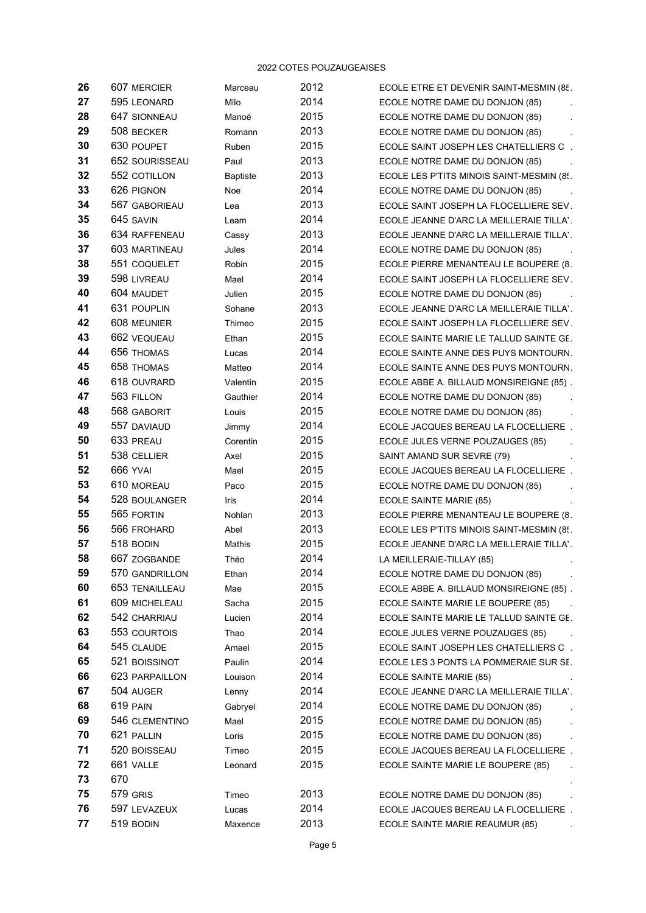2022 COTES POUZAUGEAISES

| | | | | | |
|---|---|---|---|---|---|
| 26 | 607 | MERCIER | Marceau | 2012 | ECOLE ETRE ET DEVENIR SAINT-MESMIN (85. |
| 27 | 595 | LEONARD | Milo | 2014 | ECOLE NOTRE DAME DU DONJON (85) . |
| 28 | 647 | SIONNEAU | Manoé | 2015 | ECOLE NOTRE DAME DU DONJON (85) . |
| 29 | 508 | BECKER | Romann | 2013 | ECOLE NOTRE DAME DU DONJON (85) . |
| 30 | 630 | POUPET | Ruben | 2015 | ECOLE SAINT JOSEPH LES CHATELLIERS C . |
| 31 | 652 | SOURISSEAU | Paul | 2013 | ECOLE NOTRE DAME DU DONJON (85) . |
| 32 | 552 | COTILLON | Baptiste | 2013 | ECOLE LES P'TITS MINOIS SAINT-MESMIN (8. |
| 33 | 626 | PIGNON | Noe | 2014 | ECOLE NOTRE DAME DU DONJON (85) . |
| 34 | 567 | GABORIEAU | Lea | 2013 | ECOLE SAINT JOSEPH LA FLOCELLIERE SEV. |
| 35 | 645 | SAVIN | Leam | 2014 | ECOLE JEANNE D'ARC LA MEILLERAIE TILLA. |
| 36 | 634 | RAFFENEAU | Cassy | 2013 | ECOLE JEANNE D'ARC LA MEILLERAIE TILLA. |
| 37 | 603 | MARTINEAU | Jules | 2014 | ECOLE NOTRE DAME DU DONJON (85) . |
| 38 | 551 | COQUELET | Robin | 2015 | ECOLE PIERRE MENANTEAU LE BOUPERE (8. |
| 39 | 598 | LIVREAU | Mael | 2014 | ECOLE SAINT JOSEPH LA FLOCELLIERE SEV. |
| 40 | 604 | MAUDET | Julien | 2015 | ECOLE NOTRE DAME DU DONJON (85) . |
| 41 | 631 | POUPLIN | Sohane | 2013 | ECOLE JEANNE D'ARC LA MEILLERAIE TILLA. |
| 42 | 608 | MEUNIER | Thimeo | 2015 | ECOLE SAINT JOSEPH LA FLOCELLIERE SEV. |
| 43 | 662 | VEQUEAU | Ethan | 2015 | ECOLE SAINTE MARIE LE TALLUD SAINTE GE. |
| 44 | 656 | THOMAS | Lucas | 2014 | ECOLE SAINTE ANNE DES PUYS MONTOURN. |
| 45 | 658 | THOMAS | Matteo | 2014 | ECOLE SAINTE ANNE DES PUYS MONTOURN. |
| 46 | 618 | OUVRARD | Valentin | 2015 | ECOLE ABBE A. BILLAUD MONSIREIGNE (85) . |
| 47 | 563 | FILLON | Gauthier | 2014 | ECOLE NOTRE DAME DU DONJON (85) . |
| 48 | 568 | GABORIT | Louis | 2015 | ECOLE NOTRE DAME DU DONJON (85) . |
| 49 | 557 | DAVIAUD | Jimmy | 2014 | ECOLE JACQUES BEREAU LA FLOCELLIERE . |
| 50 | 633 | PREAU | Corentin | 2015 | ECOLE JULES VERNE POUZAUGES (85) . |
| 51 | 538 | CELLIER | Axel | 2015 | SAINT AMAND SUR SEVRE (79) . |
| 52 | 666 | YVAI | Mael | 2015 | ECOLE JACQUES BEREAU LA FLOCELLIERE . |
| 53 | 610 | MOREAU | Paco | 2015 | ECOLE NOTRE DAME DU DONJON (85) . |
| 54 | 528 | BOULANGER | Iris | 2014 | ECOLE SAINTE MARIE (85) . |
| 55 | 565 | FORTIN | Nohlan | 2013 | ECOLE PIERRE MENANTEAU LE BOUPERE (8. |
| 56 | 566 | FROHARD | Abel | 2013 | ECOLE LES P'TITS MINOIS SAINT-MESMIN (8. |
| 57 | 518 | BODIN | Mathis | 2015 | ECOLE JEANNE D'ARC LA MEILLERAIE TILLA. |
| 58 | 667 | ZOGBANDE | Théo | 2014 | LA MEILLERAIE-TILLAY (85) . |
| 59 | 570 | GANDRILLON | Ethan | 2014 | ECOLE NOTRE DAME DU DONJON (85) . |
| 60 | 653 | TENAILLEAU | Mae | 2015 | ECOLE ABBE A. BILLAUD MONSIREIGNE (85) . |
| 61 | 609 | MICHELEAU | Sacha | 2015 | ECOLE SAINTE MARIE LE BOUPERE (85) . |
| 62 | 542 | CHARRIAU | Lucien | 2014 | ECOLE SAINTE MARIE LE TALLUD SAINTE GE. |
| 63 | 553 | COURTOIS | Thao | 2014 | ECOLE JULES VERNE POUZAUGES (85) . |
| 64 | 545 | CLAUDE | Amael | 2015 | ECOLE SAINT JOSEPH LES CHATELLIERS C . |
| 65 | 521 | BOISSINOT | Paulin | 2014 | ECOLE LES 3 PONTS LA POMMERAIE SUR SE. |
| 66 | 623 | PARPAILLON | Louison | 2014 | ECOLE SAINTE MARIE (85) . |
| 67 | 504 | AUGER | Lenny | 2014 | ECOLE JEANNE D'ARC LA MEILLERAIE TILLA. |
| 68 | 619 | PAIN | Gabryel | 2014 | ECOLE NOTRE DAME DU DONJON (85) . |
| 69 | 546 | CLEMENTINO | Mael | 2015 | ECOLE NOTRE DAME DU DONJON (85) . |
| 70 | 621 | PALLIN | Loris | 2015 | ECOLE NOTRE DAME DU DONJON (85) . |
| 71 | 520 | BOISSEAU | Timeo | 2015 | ECOLE JACQUES BEREAU LA FLOCELLIERE . |
| 72 | 661 | VALLE | Leonard | 2015 | ECOLE SAINTE MARIE LE BOUPERE (85) . |
| 73 | 670 | | | | . |
| 75 | 579 | GRIS | Timeo | 2013 | ECOLE NOTRE DAME DU DONJON (85) . |
| 76 | 597 | LEVAZEUX | Lucas | 2014 | ECOLE JACQUES BEREAU LA FLOCELLIERE . |
| 77 | 519 | BODIN | Maxence | 2013 | ECOLE SAINTE MARIE REAUMUR (85) . |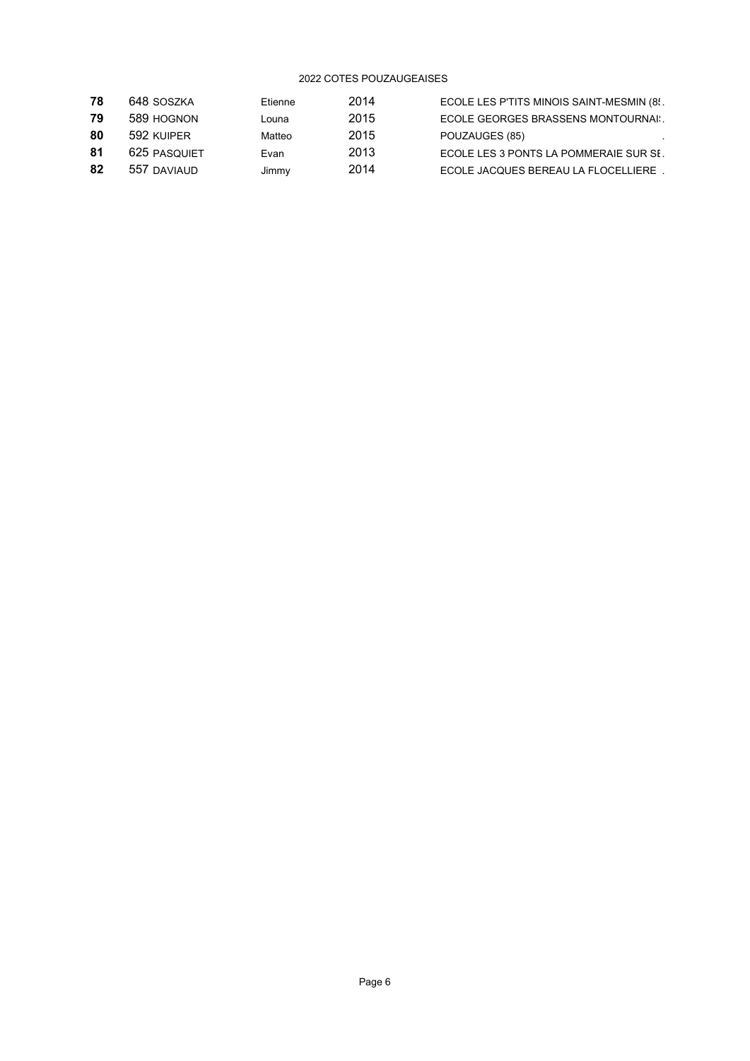2022 COTES POUZAUGEAISES

| | | | | | |
|---|---|---|---|---|---|
| **78** | 648 | SOSZKA | Etienne | 2014 | ECOLE LES P'TITS MINOIS SAINT-MESMIN (8! |
| **79** | 589 | HOGNON | Louna | 2015 | ECOLE GEORGES BRASSENS MONTOURNAI! |
| **80** | 592 | KUIPER | Matteo | 2015 | POUZAUGES (85) |
| **81** | 625 | PASQUIET | Evan | 2013 | ECOLE LES 3 PONTS LA POMMERAIE SUR SE |
| **82** | 557 | DAVIAUD | Jimmy | 2014 | ECOLE JACQUES BEREAU LA FLOCELLIERE |